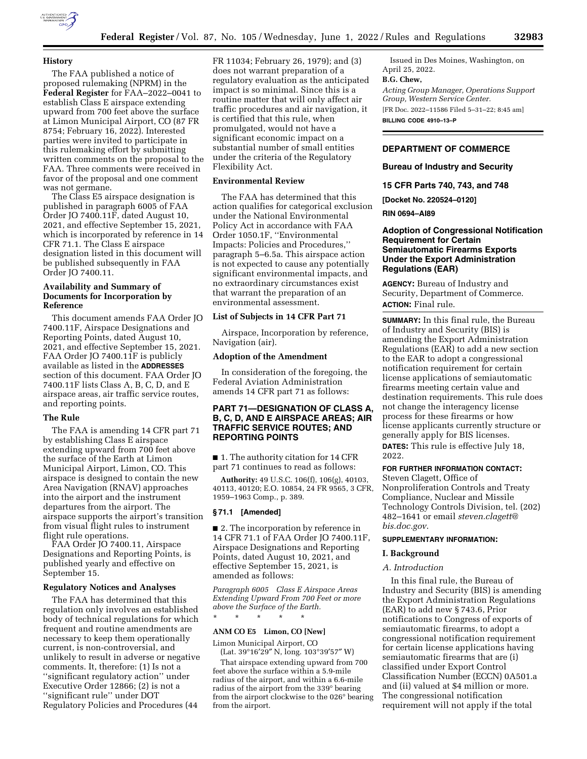## History

The FAA published a notice of proposed rulemaking (NPRM) in the **Federal Register** for FAA–2022–0041 to establish Class E airspace extending upward from 700 feet above the surface at Limon Municipal Airport, CO (87 FR 8754; February 16, 2022). Interested parties were invited to participate in this rulemaking effort by submitting written comments on the proposal to the FAA. Three comments were received in favor of the proposal and one comment was not germane.

The Class E5 airspace designation is published in paragraph 6005 of FAA Order JO 7400.11F, dated August 10, 2021, and effective September 15, 2021, which is incorporated by reference in 14 CFR 71.1. The Class E airspace designation listed in this document will be published subsequently in FAA Order JO 7400.11.

## Availability and Summary of Documents for Incorporation by Reference

This document amends FAA Order JO 7400.11F, Airspace Designations and Reporting Points, dated August 10, 2021, and effective September 15, 2021. FAA Order JO 7400.11F is publicly available as listed in the **ADDRESSES** section of this document. FAA Order JO 7400.11F lists Class A, B, C, D, and E airspace areas, air traffic service routes, and reporting points.

## The Rule

The FAA is amending 14 CFR part 71 by establishing Class E airspace extending upward from 700 feet above the surface of the Earth at Limon Municipal Airport, Limon, CO. This airspace is designed to contain the new Area Navigation (RNAV) approaches into the airport and the instrument departures from the airport. The airspace supports the airport's transition from visual flight rules to instrument flight rule operations.

FAA Order JO 7400.11, Airspace Designations and Reporting Points, is published yearly and effective on September 15.

## Regulatory Notices and Analyses

The FAA has determined that this regulation only involves an established body of technical regulations for which frequent and routine amendments are necessary to keep them operationally current, is non-controversial, and unlikely to result in adverse or negative comments. It, therefore: (1) Is not a ''significant regulatory action'' under Executive Order 12866; (2) is not a ''significant rule'' under DOT Regulatory Policies and Procedures (44 FR 11034; February 26, 1979); and (3) does not warrant preparation of a regulatory evaluation as the anticipated impact is so minimal. Since this is a routine matter that will only affect air traffic procedures and air navigation, it is certified that this rule, when promulgated, would not have a significant economic impact on a substantial number of small entities under the criteria of the Regulatory Flexibility Act.

## Environmental Review

The FAA has determined that this action qualifies for categorical exclusion under the National Environmental Policy Act in accordance with FAA Order 1050.1F, ''Environmental Impacts: Policies and Procedures,'' paragraph 5–6.5a. This airspace action is not expected to cause any potentially significant environmental impacts, and no extraordinary circumstances exist that warrant the preparation of an environmental assessment.

## List of Subjects in 14 CFR Part 71

Airspace, Incorporation by reference, Navigation (air).

## Adoption of the Amendment

In consideration of the foregoing, the Federal Aviation Administration amends 14 CFR part 71 as follows:

## PART 71—DESIGNATION OF CLASS A, B, C, D, AND E AIRSPACE AREAS; AIR TRAFFIC SERVICE ROUTES; AND REPORTING POINTS

■ 1. The authority citation for 14 CFR part 71 continues to read as follows:

**Authority:** 49 U.S.C. 106(f), 106(g), 40103, 40113, 40120; E.O. 10854, 24 FR 9565, 3 CFR, 1959–1963 Comp., p. 389.

### § 71.1 [Amended]

■ 2. The incorporation by reference in 14 CFR 71.1 of FAA Order JO 7400.11F, Airspace Designations and Reporting Points, dated August 10, 2021, and effective September 15, 2021, is amended as follows:

*Paragraph 6005 Class E Airspace Areas Extending Upward From 700 Feet or more above the Surface of the Earth.*

\* \* \* \* \*

**ANM CO E5 Limon, CO [New]**

Limon Municipal Airport, CO
(Lat. 39°16′29″ N, long. 103°39′57″ W)

That airspace extending upward from 700 feet above the surface within a 5.9-mile radius of the airport, and within a 6.6-mile radius of the airport from the 339° bearing from the airport clockwise to the 026° bearing from the airport.

Issued in Des Moines, Washington, on April 25, 2022.

**B.G. Chew,**

*Acting Group Manager, Operations Support Group, Western Service Center.*

[FR Doc. 2022–11586 Filed 5–31–22; 8:45 am]

**BILLING CODE 4910–13–P**

---

# DEPARTMENT OF COMMERCE

## Bureau of Industry and Security

## 15 CFR Parts 740, 743, and 748

**[Docket No. 220524–0120]**

**RIN 0694–AI89**

## Adoption of Congressional Notification Requirement for Certain Semiautomatic Firearms Exports Under the Export Administration Regulations (EAR)

**AGENCY:** Bureau of Industry and Security, Department of Commerce.

**ACTION:** Final rule.

**SUMMARY:** In this final rule, the Bureau of Industry and Security (BIS) is amending the Export Administration Regulations (EAR) to add a new section to the EAR to adopt a congressional notification requirement for certain license applications of semiautomatic firearms meeting certain value and destination requirements. This rule does not change the interagency license process for these firearms or how license applicants currently structure or generally apply for BIS licenses.

**DATES:** This rule is effective July 18, 2022.

**FOR FURTHER INFORMATION CONTACT:** Steven Clagett, Office of Nonproliferation Controls and Treaty Compliance, Nuclear and Missile Technology Controls Division, tel. (202) 482–1641 or email *steven.clagett@bis.doc.gov*.

**SUPPLEMENTARY INFORMATION:**

## I. Background

### *A. Introduction*

In this final rule, the Bureau of Industry and Security (BIS) is amending the Export Administration Regulations (EAR) to add new § 743.6, Prior notifications to Congress of exports of semiautomatic firearms, to adopt a congressional notification requirement for certain license applications having semiautomatic firearms that are (i) classified under Export Control Classification Number (ECCN) 0A501.a and (ii) valued at $4 million or more. The congressional notification requirement will not apply if the total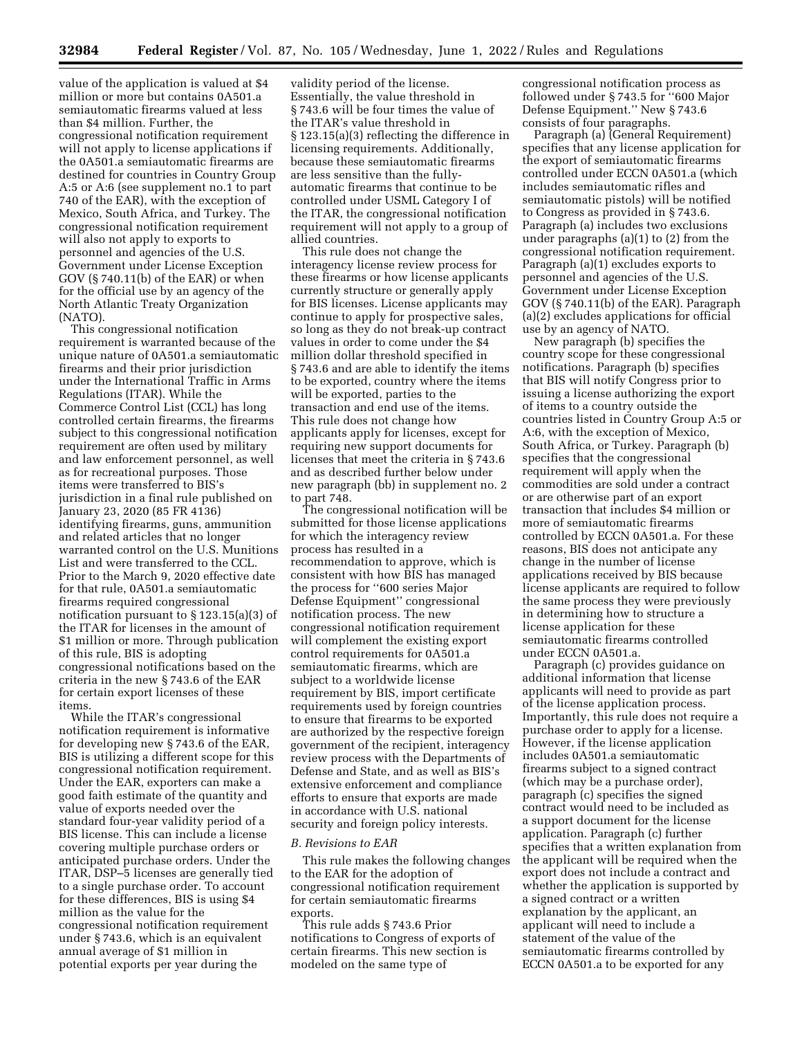value of the application is valued at $4 million or more but contains 0A501.a semiautomatic firearms valued at less than $4 million. Further, the congressional notification requirement will not apply to license applications if the 0A501.a semiautomatic firearms are destined for countries in Country Group A:5 or A:6 (see supplement no.1 to part 740 of the EAR), with the exception of Mexico, South Africa, and Turkey. The congressional notification requirement will also not apply to exports to personnel and agencies of the U.S. Government under License Exception GOV (§ 740.11(b) of the EAR) or when for the official use by an agency of the North Atlantic Treaty Organization (NATO).

This congressional notification requirement is warranted because of the unique nature of 0A501.a semiautomatic firearms and their prior jurisdiction under the International Traffic in Arms Regulations (ITAR). While the Commerce Control List (CCL) has long controlled certain firearms, the firearms subject to this congressional notification requirement are often used by military and law enforcement personnel, as well as for recreational purposes. Those items were transferred to BIS's jurisdiction in a final rule published on January 23, 2020 (85 FR 4136) identifying firearms, guns, ammunition and related articles that no longer warranted control on the U.S. Munitions List and were transferred to the CCL. Prior to the March 9, 2020 effective date for that rule, 0A501.a semiautomatic firearms required congressional notification pursuant to § 123.15(a)(3) of the ITAR for licenses in the amount of $1 million or more. Through publication of this rule, BIS is adopting congressional notifications based on the criteria in the new § 743.6 of the EAR for certain export licenses of these items.

While the ITAR's congressional notification requirement is informative for developing new § 743.6 of the EAR, BIS is utilizing a different scope for this congressional notification requirement. Under the EAR, exporters can make a good faith estimate of the quantity and value of exports needed over the standard four-year validity period of a BIS license. This can include a license covering multiple purchase orders or anticipated purchase orders. Under the ITAR, DSP–5 licenses are generally tied to a single purchase order. To account for these differences, BIS is using $4 million as the value for the congressional notification requirement under § 743.6, which is an equivalent annual average of $1 million in potential exports per year during the validity period of the license. Essentially, the value threshold in § 743.6 will be four times the value of the ITAR's value threshold in § 123.15(a)(3) reflecting the difference in licensing requirements. Additionally, because these semiautomatic firearms are less sensitive than the fully-automatic firearms that continue to be controlled under USML Category I of the ITAR, the congressional notification requirement will not apply to a group of allied countries.

This rule does not change the interagency license review process for these firearms or how license applicants currently structure or generally apply for BIS licenses. License applicants may continue to apply for prospective sales, so long as they do not break-up contract values in order to come under the $4 million dollar threshold specified in § 743.6 and are able to identify the items to be exported, country where the items will be exported, parties to the transaction and end use of the items. This rule does not change how applicants apply for licenses, except for requiring new support documents for licenses that meet the criteria in § 743.6 and as described further below under new paragraph (bb) in supplement no. 2 to part 748.

The congressional notification will be submitted for those license applications for which the interagency review process has resulted in a recommendation to approve, which is consistent with how BIS has managed the process for "600 series Major Defense Equipment" congressional notification process. The new congressional notification requirement will complement the existing export control requirements for 0A501.a semiautomatic firearms, which are subject to a worldwide license requirement by BIS, import certificate requirements used by foreign countries to ensure that firearms to be exported are authorized by the respective foreign government of the recipient, interagency review process with the Departments of Defense and State, and as well as BIS's extensive enforcement and compliance efforts to ensure that exports are made in accordance with U.S. national security and foreign policy interests.

### *B. Revisions to EAR*

This rule makes the following changes to the EAR for the adoption of congressional notification requirement for certain semiautomatic firearms exports.

This rule adds § 743.6 Prior notifications to Congress of exports of certain firearms. This new section is modeled on the same type of congressional notification process as followed under § 743.5 for "600 Major Defense Equipment." New § 743.6 consists of four paragraphs.

Paragraph (a) (General Requirement) specifies that any license application for the export of semiautomatic firearms controlled under ECCN 0A501.a (which includes semiautomatic rifles and semiautomatic pistols) will be notified to Congress as provided in § 743.6. Paragraph (a) includes two exclusions under paragraphs (a)(1) to (2) from the congressional notification requirement. Paragraph (a)(1) excludes exports to personnel and agencies of the U.S. Government under License Exception GOV (§ 740.11(b) of the EAR). Paragraph (a)(2) excludes applications for official use by an agency of NATO.

New paragraph (b) specifies the country scope for these congressional notifications. Paragraph (b) specifies that BIS will notify Congress prior to issuing a license authorizing the export of items to a country outside the countries listed in Country Group A:5 or A:6, with the exception of Mexico, South Africa, or Turkey. Paragraph (b) specifies that the congressional requirement will apply when the commodities are sold under a contract or are otherwise part of an export transaction that includes $4 million or more of semiautomatic firearms controlled by ECCN 0A501.a. For these reasons, BIS does not anticipate any change in the number of license applications received by BIS because license applicants are required to follow the same process they were previously in determining how to structure a license application for these semiautomatic firearms controlled under ECCN 0A501.a.

Paragraph (c) provides guidance on additional information that license applicants will need to provide as part of the license application process. Importantly, this rule does not require a purchase order to apply for a license. However, if the license application includes 0A501.a semiautomatic firearms subject to a signed contract (which may be a purchase order), paragraph (c) specifies the signed contract would need to be included as a support document for the license application. Paragraph (c) further specifies that a written explanation from the applicant will be required when the export does not include a contract and whether the application is supported by a signed contract or a written explanation by the applicant, an applicant will need to include a statement of the value of the semiautomatic firearms controlled by ECCN 0A501.a to be exported for any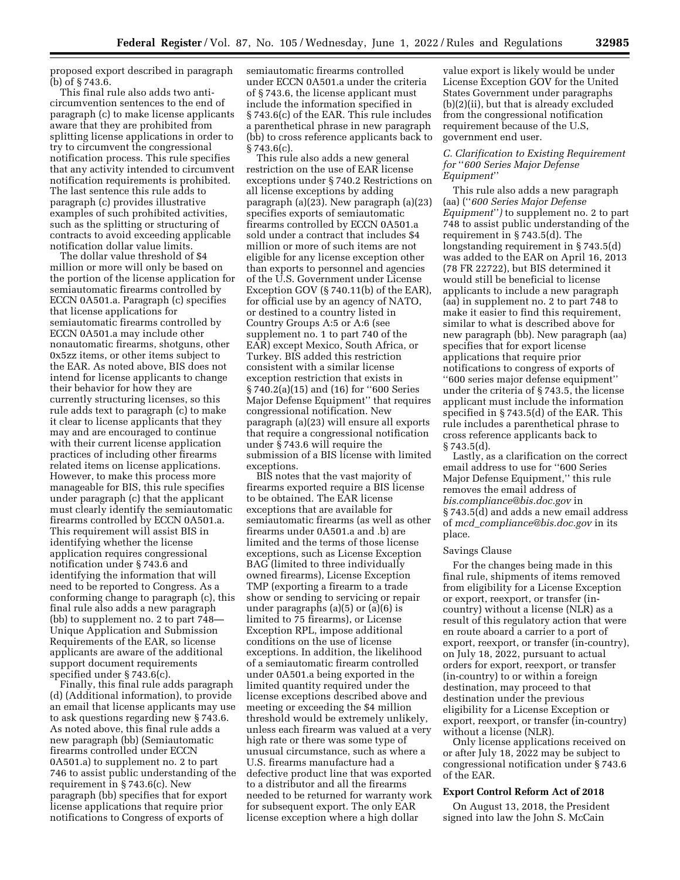proposed export described in paragraph (b) of § 743.6.

This final rule also adds two anti-circumvention sentences to the end of paragraph (c) to make license applicants aware that they are prohibited from splitting license applications in order to try to circumvent the congressional notification process. This rule specifies that any activity intended to circumvent notification requirements is prohibited. The last sentence this rule adds to paragraph (c) provides illustrative examples of such prohibited activities, such as the splitting or structuring of contracts to avoid exceeding applicable notification dollar value limits.

The dollar value threshold of $4 million or more will only be based on the portion of the license application for semiautomatic firearms controlled by ECCN 0A501.a. Paragraph (c) specifies that license applications for semiautomatic firearms controlled by ECCN 0A501.a may include other nonautomatic firearms, shotguns, other 0x5zz items, or other items subject to the EAR. As noted above, BIS does not intend for license applicants to change their behavior for how they are currently structuring licenses, so this rule adds text to paragraph (c) to make it clear to license applicants that they may and are encouraged to continue with their current license application practices of including other firearms related items on license applications. However, to make this process more manageable for BIS, this rule specifies under paragraph (c) that the applicant must clearly identify the semiautomatic firearms controlled by ECCN 0A501.a. This requirement will assist BIS in identifying whether the license application requires congressional notification under § 743.6 and identifying the information that will need to be reported to Congress. As a conforming change to paragraph (c), this final rule also adds a new paragraph (bb) to supplement no. 2 to part 748—Unique Application and Submission Requirements of the EAR, so license applicants are aware of the additional support document requirements specified under § 743.6(c).

Finally, this final rule adds paragraph (d) (Additional information), to provide an email that license applicants may use to ask questions regarding new § 743.6. As noted above, this final rule adds a new paragraph (bb) (Semiautomatic firearms controlled under ECCN 0A501.a) to supplement no. 2 to part 746 to assist public understanding of the requirement in § 743.6(c). New paragraph (bb) specifies that for export license applications that require prior notifications to Congress of exports of semiautomatic firearms controlled under ECCN 0A501.a under the criteria of § 743.6, the license applicant must include the information specified in § 743.6(c) of the EAR. This rule includes a parenthetical phrase in new paragraph (bb) to cross reference applicants back to § 743.6(c).

This rule also adds a new general restriction on the use of EAR license exceptions under § 740.2 Restrictions on all license exceptions by adding paragraph (a)(23). New paragraph (a)(23) specifies exports of semiautomatic firearms controlled by ECCN 0A501.a sold under a contract that includes $4 million or more of such items are not eligible for any license exception other than exports to personnel and agencies of the U.S. Government under License Exception GOV (§ 740.11(b) of the EAR), for official use by an agency of NATO, or destined to a country listed in Country Groups A:5 or A:6 (see supplement no. 1 to part 740 of the EAR) except Mexico, South Africa, or Turkey. BIS added this restriction consistent with a similar license exception restriction that exists in § 740.2(a)(15) and (16) for "600 Series Major Defense Equipment" that requires congressional notification. New paragraph (a)(23) will ensure all exports that require a congressional notification under § 743.6 will require the submission of a BIS license with limited exceptions.

BIS notes that the vast majority of firearms exported require a BIS license to be obtained. The EAR license exceptions that are available for semiautomatic firearms (as well as other firearms under 0A501.a and .b) are limited and the terms of those license exceptions, such as License Exception BAG (limited to three individually owned firearms), License Exception TMP (exporting a firearm to a trade show or sending to servicing or repair under paragraphs (a)(5) or (a)(6) is limited to 75 firearms), or License Exception RPL, impose additional conditions on the use of license exceptions. In addition, the likelihood of a semiautomatic firearm controlled under 0A501.a being exported in the limited quantity required under the license exceptions described above and meeting or exceeding the $4 million threshold would be extremely unlikely, unless each firearm was valued at a very high rate or there was some type of unusual circumstance, such as where a U.S. firearms manufacture had a defective product line that was exported to a distributor and all the firearms needed to be returned for warranty work for subsequent export. The only EAR license exception where a high dollar value export is likely would be under License Exception GOV for the United States Government under paragraphs (b)(2)(ii), but that is already excluded from the congressional notification requirement because of the U.S, government end user.

### C. Clarification to Existing Requirement for "600 Series Major Defense Equipment"

This rule also adds a new paragraph (aa) ("*600 Series Major Defense Equipment*") to supplement no. 2 to part 748 to assist public understanding of the requirement in § 743.5(d). The longstanding requirement in § 743.5(d) was added to the EAR on April 16, 2013 (78 FR 22722), but BIS determined it would still be beneficial to license applicants to include a new paragraph (aa) in supplement no. 2 to part 748 to make it easier to find this requirement, similar to what is described above for new paragraph (bb). New paragraph (aa) specifies that for export license applications that require prior notifications to congress of exports of "600 series major defense equipment" under the criteria of § 743.5, the license applicant must include the information specified in § 743.5(d) of the EAR. This rule includes a parenthetical phrase to cross reference applicants back to § 743.5(d).

Lastly, as a clarification on the correct email address to use for "600 Series Major Defense Equipment," this rule removes the email address of *bis.compliance@bis.doc.gov* in § 743.5(d) and adds a new email address of *mcd_compliance@bis.doc.gov* in its place.

Savings Clause

For the changes being made in this final rule, shipments of items removed from eligibility for a License Exception or export, reexport, or transfer (in-country) without a license (NLR) as a result of this regulatory action that were en route aboard a carrier to a port of export, reexport, or transfer (in-country), on July 18, 2022, pursuant to actual orders for export, reexport, or transfer (in-country) to or within a foreign destination, may proceed to that destination under the previous eligibility for a License Exception or export, reexport, or transfer (in-country) without a license (NLR).

Only license applications received on or after July 18, 2022 may be subject to congressional notification under § 743.6 of the EAR.

## Export Control Reform Act of 2018

On August 13, 2018, the President signed into law the John S. McCain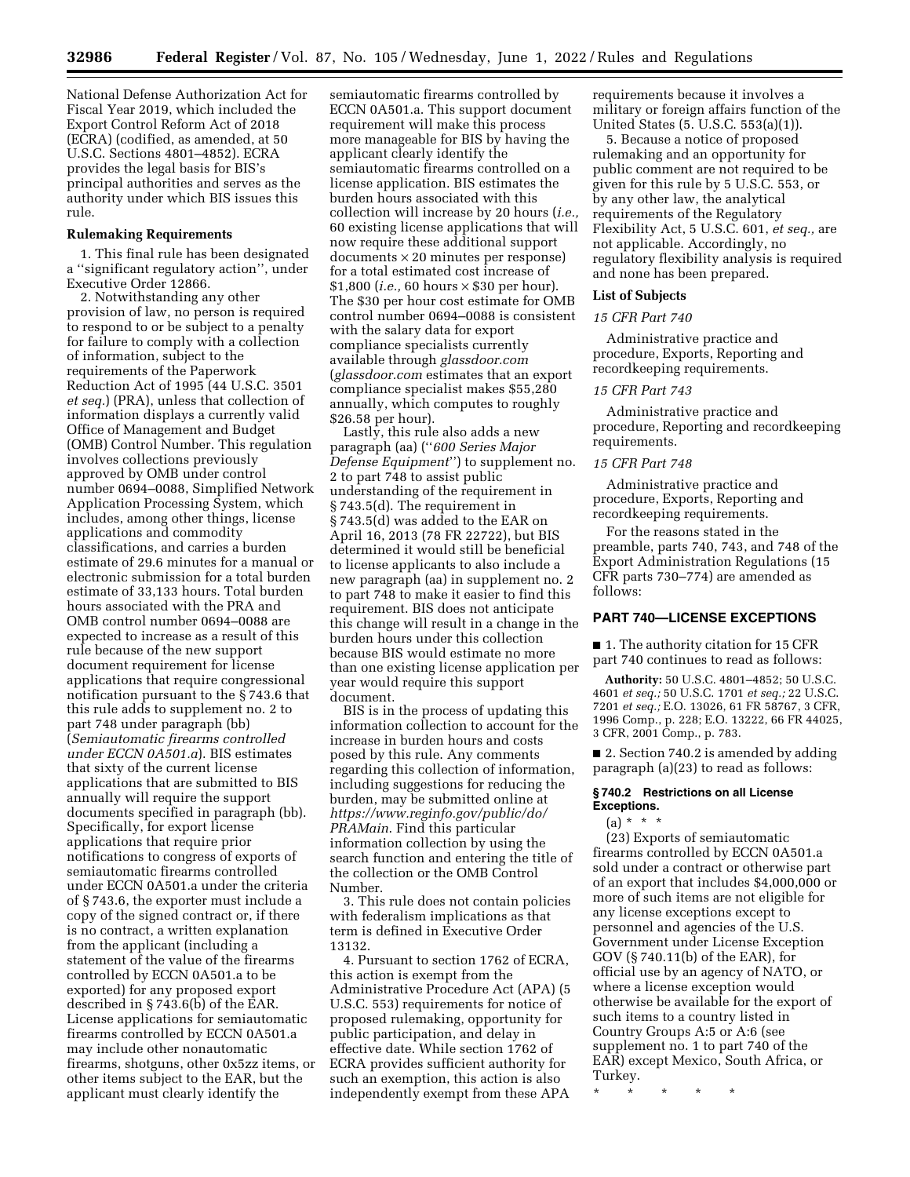National Defense Authorization Act for Fiscal Year 2019, which included the Export Control Reform Act of 2018 (ECRA) (codified, as amended, at 50 U.S.C. Sections 4801–4852). ECRA provides the legal basis for BIS's principal authorities and serves as the authority under which BIS issues this rule.

## Rulemaking Requirements

1. This final rule has been designated a ''significant regulatory action'', under Executive Order 12866.

2. Notwithstanding any other provision of law, no person is required to respond to or be subject to a penalty for failure to comply with a collection of information, subject to the requirements of the Paperwork Reduction Act of 1995 (44 U.S.C. 3501 *et seq.*) (PRA), unless that collection of information displays a currently valid Office of Management and Budget (OMB) Control Number. This regulation involves collections previously approved by OMB under control number 0694–0088, Simplified Network Application Processing System, which includes, among other things, license applications and commodity classifications, and carries a burden estimate of 29.6 minutes for a manual or electronic submission for a total burden estimate of 33,133 hours. Total burden hours associated with the PRA and OMB control number 0694–0088 are expected to increase as a result of this rule because of the new support document requirement for license applications that require congressional notification pursuant to the § 743.6 that this rule adds to supplement no. 2 to part 748 under paragraph (bb) (*Semiautomatic firearms controlled under ECCN 0A501.a*). BIS estimates that sixty of the current license applications that are submitted to BIS annually will require the support documents specified in paragraph (bb). Specifically, for export license applications that require prior notifications to congress of exports of semiautomatic firearms controlled under ECCN 0A501.a under the criteria of § 743.6, the exporter must include a copy of the signed contract or, if there is no contract, a written explanation from the applicant (including a statement of the value of the firearms controlled by ECCN 0A501.a to be exported) for any proposed export described in § 743.6(b) of the EAR. License applications for semiautomatic firearms controlled by ECCN 0A501.a may include other nonautomatic firearms, shotguns, other 0x5zz items, or other items subject to the EAR, but the applicant must clearly identify the semiautomatic firearms controlled by ECCN 0A501.a. This support document requirement will make this process more manageable for BIS by having the applicant clearly identify the semiautomatic firearms controlled on a license application. BIS estimates the burden hours associated with this collection will increase by 20 hours (*i.e.,* 60 existing license applications that will now require these additional support documents × 20 minutes per response) for a total estimated cost increase of $1,800 (*i.e.,* 60 hours × $30 per hour). The $30 per hour cost estimate for OMB control number 0694–0088 is consistent with the salary data for export compliance specialists currently available through *glassdoor.com* (*glassdoor.com* estimates that an export compliance specialist makes $55,280 annually, which computes to roughly $26.58 per hour).

Lastly, this rule also adds a new paragraph (aa) (''*600 Series Major Defense Equipment*'') to supplement no. 2 to part 748 to assist public understanding of the requirement in § 743.5(d). The requirement in § 743.5(d) was added to the EAR on April 16, 2013 (78 FR 22722), but BIS determined it would still be beneficial to license applicants to also include a new paragraph (aa) in supplement no. 2 to part 748 to make it easier to find this requirement. BIS does not anticipate this change will result in a change in the burden hours under this collection because BIS would estimate no more than one existing license application per year would require this support document.

BIS is in the process of updating this information collection to account for the increase in burden hours and costs posed by this rule. Any comments regarding this collection of information, including suggestions for reducing the burden, may be submitted online at *https://www.reginfo.gov/public/do/PRAMain*. Find this particular information collection by using the search function and entering the title of the collection or the OMB Control Number.

3. This rule does not contain policies with federalism implications as that term is defined in Executive Order 13132.

4. Pursuant to section 1762 of ECRA, this action is exempt from the Administrative Procedure Act (APA) (5 U.S.C. 553) requirements for notice of proposed rulemaking, opportunity for public participation, and delay in effective date. While section 1762 of ECRA provides sufficient authority for such an exemption, this action is also independently exempt from these APA requirements because it involves a military or foreign affairs function of the United States (5. U.S.C. 553(a)(1)).

5. Because a notice of proposed rulemaking and an opportunity for public comment are not required to be given for this rule by 5 U.S.C. 553, or by any other law, the analytical requirements of the Regulatory Flexibility Act, 5 U.S.C. 601, *et seq.,* are not applicable. Accordingly, no regulatory flexibility analysis is required and none has been prepared.

## List of Subjects

### *15 CFR Part 740*

Administrative practice and procedure, Exports, Reporting and recordkeeping requirements.

### *15 CFR Part 743*

Administrative practice and procedure, Reporting and recordkeeping requirements.

### *15 CFR Part 748*

Administrative practice and procedure, Exports, Reporting and recordkeeping requirements.

For the reasons stated in the preamble, parts 740, 743, and 748 of the Export Administration Regulations (15 CFR parts 730–774) are amended as follows:

## PART 740—LICENSE EXCEPTIONS

■ 1. The authority citation for 15 CFR part 740 continues to read as follows:

**Authority:** 50 U.S.C. 4801–4852; 50 U.S.C. 4601 *et seq.;* 50 U.S.C. 1701 *et seq.;* 22 U.S.C. 7201 *et seq.;* E.O. 13026, 61 FR 58767, 3 CFR, 1996 Comp., p. 228; E.O. 13222, 66 FR 44025, 3 CFR, 2001 Comp., p. 783.

■ 2. Section 740.2 is amended by adding paragraph (a)(23) to read as follows:

### § 740.2 Restrictions on all License Exceptions.

(a) * * *

(23) Exports of semiautomatic firearms controlled by ECCN 0A501.a sold under a contract or otherwise part of an export that includes $4,000,000 or more of such items are not eligible for any license exceptions except to personnel and agencies of the U.S. Government under License Exception GOV (§ 740.11(b) of the EAR), for official use by an agency of NATO, or where a license exception would otherwise be available for the export of such items to a country listed in Country Groups A:5 or A:6 (see supplement no. 1 to part 740 of the EAR) except Mexico, South Africa, or Turkey.

\* \* \* \* \*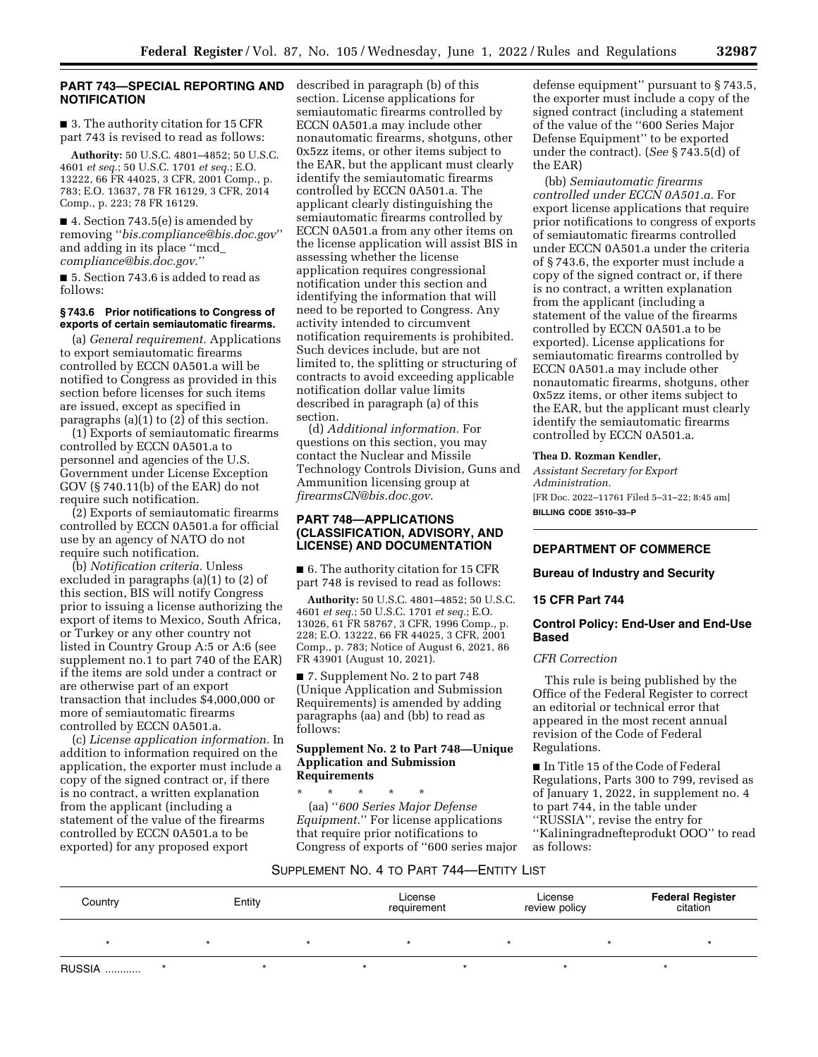## PART 743—SPECIAL REPORTING AND NOTIFICATION

■ 3. The authority citation for 15 CFR part 743 is revised to read as follows:

**Authority:** 50 U.S.C. 4801–4852; 50 U.S.C. 4601 *et seq.*; 50 U.S.C. 1701 *et seq.*; E.O. 13222, 66 FR 44025, 3 CFR, 2001 Comp., p. 783; E.O. 13637, 78 FR 16129, 3 CFR, 2014 Comp., p. 223; 78 FR 16129.

■ 4. Section 743.5(e) is amended by removing ''*bis.compliance@bis.doc.gov*'' and adding in its place ''mcd_ *compliance@bis.doc.gov*.''

■ 5. Section 743.6 is added to read as follows:

#### § 743.6 Prior notifications to Congress of exports of certain semiautomatic firearms.

(a) *General requirement.* Applications to export semiautomatic firearms controlled by ECCN 0A501.a will be notified to Congress as provided in this section before licenses for such items are issued, except as specified in paragraphs (a)(1) to (2) of this section.

(1) Exports of semiautomatic firearms controlled by ECCN 0A501.a to personnel and agencies of the U.S. Government under License Exception GOV (§ 740.11(b) of the EAR) do not require such notification.

(2) Exports of semiautomatic firearms controlled by ECCN 0A501.a for official use by an agency of NATO do not require such notification.

(b) *Notification criteria.* Unless excluded in paragraphs (a)(1) to (2) of this section, BIS will notify Congress prior to issuing a license authorizing the export of items to Mexico, South Africa, or Turkey or any other country not listed in Country Group A:5 or A:6 (see supplement no.1 to part 740 of the EAR) if the items are sold under a contract or are otherwise part of an export transaction that includes $4,000,000 or more of semiautomatic firearms controlled by ECCN 0A501.a.

(c) *License application information.* In addition to information required on the application, the exporter must include a copy of the signed contract or, if there is no contract, a written explanation from the applicant (including a statement of the value of the firearms controlled by ECCN 0A501.a to be exported) for any proposed export described in paragraph (b) of this section. License applications for semiautomatic firearms controlled by ECCN 0A501.a may include other nonautomatic firearms, shotguns, other 0x5zz items, or other items subject to the EAR, but the applicant must clearly identify the semiautomatic firearms controlled by ECCN 0A501.a. The applicant clearly distinguishing the semiautomatic firearms controlled by ECCN 0A501.a from any other items on the license application will assist BIS in assessing whether the license application requires congressional notification under this section and identifying the information that will need to be reported to Congress. Any activity intended to circumvent notification requirements is prohibited. Such devices include, but are not limited to, the splitting or structuring of contracts to avoid exceeding applicable notification dollar value limits described in paragraph (a) of this section.

(d) *Additional information.* For questions on this section, you may contact the Nuclear and Missile Technology Controls Division, Guns and Ammunition licensing group at *firearmsCN@bis.doc.gov*.

## PART 748—APPLICATIONS (CLASSIFICATION, ADVISORY, AND LICENSE) AND DOCUMENTATION

■ 6. The authority citation for 15 CFR part 748 is revised to read as follows:

**Authority:** 50 U.S.C. 4801–4852; 50 U.S.C. 4601 *et seq.*; 50 U.S.C. 1701 *et seq.*; E.O. 13026, 61 FR 58767, 3 CFR, 1996 Comp., p. 228; E.O. 13222, 66 FR 44025, 3 CFR, 2001 Comp., p. 783; Notice of August 6, 2021, 86 FR 43901 (August 10, 2021).

■ 7. Supplement No. 2 to part 748 (Unique Application and Submission Requirements) is amended by adding paragraphs (aa) and (bb) to read as follows:

### Supplement No. 2 to Part 748—Unique Application and Submission Requirements

\* \* \* \* \*

(aa) ''*600 Series Major Defense Equipment.*'' For license applications that require prior notifications to Congress of exports of ''600 series major defense equipment'' pursuant to § 743.5, the exporter must include a copy of the signed contract (including a statement of the value of the ''600 Series Major Defense Equipment'' to be exported under the contract). (*See* § 743.5(d) of the EAR)

(bb) *Semiautomatic firearms controlled under ECCN 0A501.a.* For export license applications that require prior notifications to congress of exports of semiautomatic firearms controlled under ECCN 0A501.a under the criteria of § 743.6, the exporter must include a copy of the signed contract or, if there is no contract, a written explanation from the applicant (including a statement of the value of the firearms controlled by ECCN 0A501.a to be exported). License applications for semiautomatic firearms controlled by ECCN 0A501.a may include other nonautomatic firearms, shotguns, other 0x5zz items, or other items subject to the EAR, but the applicant must clearly identify the semiautomatic firearms controlled by ECCN 0A501.a.

**Thea D. Rozman Kendler,**

*Assistant Secretary for Export Administration.*

[FR Doc. 2022–11761 Filed 5–31–22; 8:45 am]

**BILLING CODE 3510–33–P**

---

## DEPARTMENT OF COMMERCE

### Bureau of Industry and Security

### 15 CFR Part 744

### Control Policy: End-User and End-Use Based

*CFR Correction*

This rule is being published by the Office of the Federal Register to correct an editorial or technical error that appeared in the most recent annual revision of the Code of Federal Regulations.

■ In Title 15 of the Code of Federal Regulations, Parts 300 to 799, revised as of January 1, 2022, in supplement no. 4 to part 744, in the table under ''RUSSIA'', revise the entry for ''Kaliningradnefteprodukt OOO'' to read as follows:

SUPPLEMENT NO. 4 TO PART 744—ENTITY LIST

| Country | Entity | License requirement | License review policy | Federal Register citation |
|---|---|---|---|---|
| * | * | * | * | * |
| RUSSIA ............ | * | * | * | * |